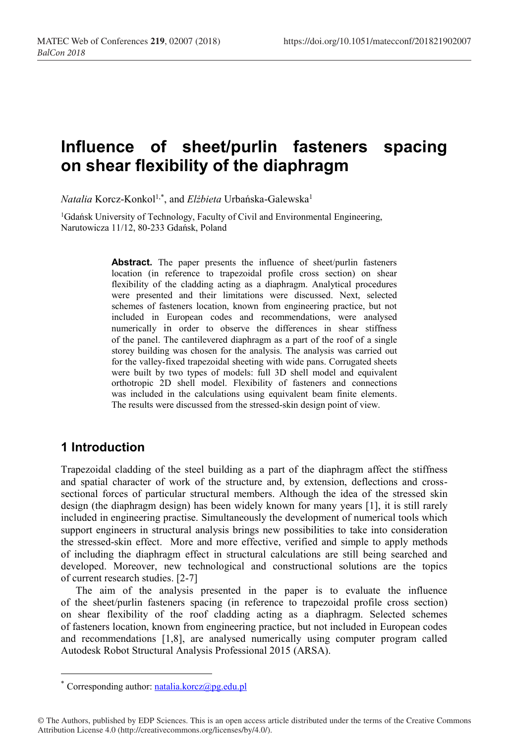# Influence of sheet/purlin fasteners spacing on shear flexibility of the diaphragm

*Natalia* Korcz-Konkol[1,*], and *Elżbieta* Urbańska-Galewska[1]

[1]Gdańsk University of Technology, Faculty of Civil and Environmental Engineering, Narutowicza 11/12, 80-233 Gdańsk, Poland

**Abstract.** The paper presents the influence of sheet/purlin fasteners location (in reference to trapezoidal profile cross section) on shear flexibility of the cladding acting as a diaphragm. Analytical procedures were presented and their limitations were discussed. Next, selected schemes of fasteners location, known from engineering practice, but not included in European codes and recommendations, were analysed numerically in order to observe the differences in shear stiffness of the panel. The cantilevered diaphragm as a part of the roof of a single storey building was chosen for the analysis. The analysis was carried out for the valley-fixed trapezoidal sheeting with wide pans. Corrugated sheets were built by two types of models: full 3D shell model and equivalent orthotropic 2D shell model. Flexibility of fasteners and connections was included in the calculations using equivalent beam finite elements. The results were discussed from the stressed-skin design point of view.

## 1 Introduction

Trapezoidal cladding of the steel building as a part of the diaphragm affect the stiffness and spatial character of work of the structure and, by extension, deflections and cross-sectional forces of particular structural members. Although the idea of the stressed skin design (the diaphragm design) has been widely known for many years [1], it is still rarely included in engineering practise. Simultaneously the development of numerical tools which support engineers in structural analysis brings new possibilities to take into consideration the stressed-skin effect. More and more effective, verified and simple to apply methods of including the diaphragm effect in structural calculations are still being searched and developed. Moreover, new technological and constructional solutions are the topics of current research studies. [2-7]

The aim of the analysis presented in the paper is to evaluate the influence of the sheet/purlin fasteners spacing (in reference to trapezoidal profile cross section) on shear flexibility of the roof cladding acting as a diaphragm. Selected schemes of fasteners location, known from engineering practice, but not included in European codes and recommendations [1,8], are analysed numerically using computer program called Autodesk Robot Structural Analysis Professional 2015 (ARSA).

* Corresponding author: natalia.korcz@pg.edu.pl

© The Authors, published by EDP Sciences. This is an open access article distributed under the terms of the Creative Commons Attribution License 4.0 (http://creativecommons.org/licenses/by/4.0/).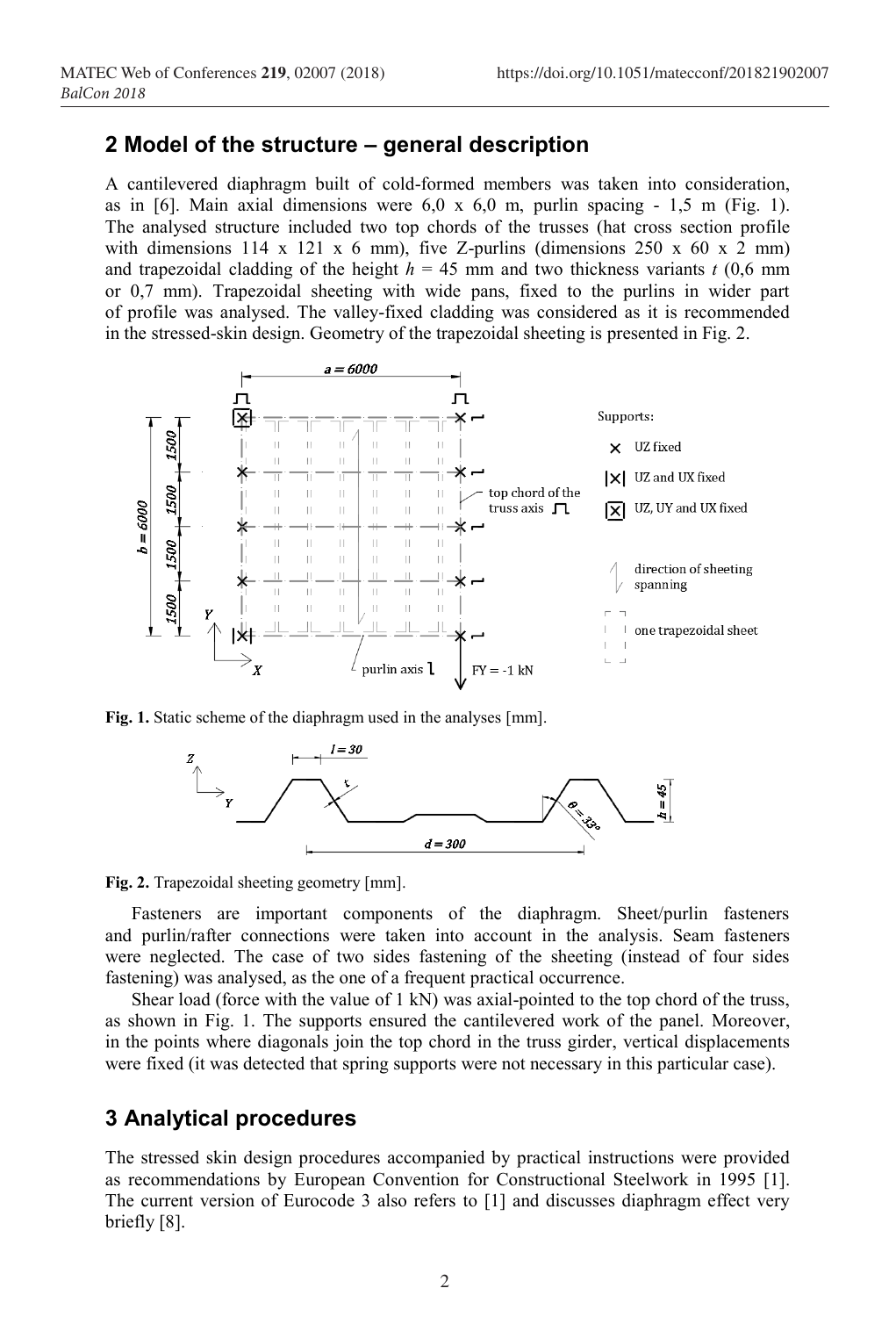## 2 Model of the structure – general description

A cantilevered diaphragm built of cold-formed members was taken into consideration, as in [6]. Main axial dimensions were 6,0 x 6,0 m, purlin spacing - 1,5 m (Fig. 1). The analysed structure included two top chords of the trusses (hat cross section profile with dimensions 114 x 121 x 6 mm), five Z-purlins (dimensions 250 x 60 x 2 mm) and trapezoidal cladding of the height $h$ = 45 mm and two thickness variants $t$ (0,6 mm or 0,7 mm). Trapezoidal sheeting with wide pans, fixed to the purlins in wider part of profile was analysed. The valley-fixed cladding was considered as it is recommended in the stressed-skin design. Geometry of the trapezoidal sheeting is presented in Fig. 2.

**Fig. 1.** Static scheme of the diaphragm used in the analyses [mm].

**Fig. 2.** Trapezoidal sheeting geometry [mm].

Fasteners are important components of the diaphragm. Sheet/purlin fasteners and purlin/rafter connections were taken into account in the analysis. Seam fasteners were neglected. The case of two sides fastening of the sheeting (instead of four sides fastening) was analysed, as the one of a frequent practical occurrence.

Shear load (force with the value of 1 kN) was axial-pointed to the top chord of the truss, as shown in Fig. 1. The supports ensured the cantilevered work of the panel. Moreover, in the points where diagonals join the top chord in the truss girder, vertical displacements were fixed (it was detected that spring supports were not necessary in this particular case).

## 3 Analytical procedures

The stressed skin design procedures accompanied by practical instructions were provided as recommendations by European Convention for Constructional Steelwork in 1995 [1]. The current version of Eurocode 3 also refers to [1] and discusses diaphragm effect very briefly [8].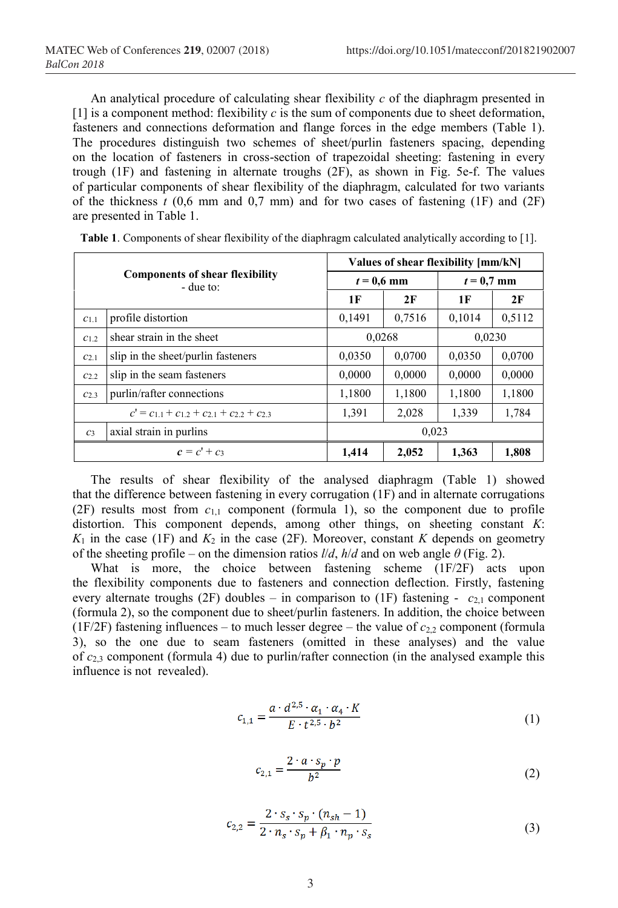An analytical procedure of calculating shear flexibility $c$ of the diaphragm presented in [1] is a component method: flexibility $c$ is the sum of components due to sheet deformation, fasteners and connections deformation and flange forces in the edge members (Table 1). The procedures distinguish two schemes of sheet/purlin fasteners spacing, depending on the location of fasteners in cross-section of trapezoidal sheeting: fastening in every trough (1F) and fastening in alternate troughs (2F), as shown in Fig. 5e-f. The values of particular components of shear flexibility of the diaphragm, calculated for two variants of the thickness $t$ (0,6 mm and 0,7 mm) and for two cases of fastening (1F) and (2F) are presented in Table 1.

**Table 1**. Components of shear flexibility of the diaphragm calculated analytically according to [1].

| Components of shear flexibility - due to: | | Values of shear flexibility [mm/kN] | | | |
|---|---|---|---|---|---|
| | | $t$ = 0,6 mm | | $t$ = 0,7 mm | |
| | | 1F | 2F | 1F | 2F |
| $c_{1.1}$ | profile distortion | 0,1491 | 0,7516 | 0,1014 | 0,5112 |
| $c_{1.2}$ | shear strain in the sheet | 0,0268 | | 0,0230 | |
| $c_{2.1}$ | slip in the sheet/purlin fasteners | 0,0350 | 0,0700 | 0,0350 | 0,0700 |
| $c_{2.2}$ | slip in the seam fasteners | 0,0000 | 0,0000 | 0,0000 | 0,0000 |
| $c_{2.3}$ | purlin/rafter connections | 1,1800 | 1,1800 | 1,1800 | 1,1800 |
| $c' = c_{1.1} + c_{1.2} + c_{2.1} + c_{2.2} + c_{2.3}$ | | 1,391 | 2,028 | 1,339 | 1,784 |
| $c_3$ | axial strain in purlins | 0,023 | | | |
| $c = c' + c_3$ | | **1,414** | **2,052** | **1,363** | **1,808** |

The results of shear flexibility of the analysed diaphragm (Table 1) showed that the difference between fastening in every corrugation (1F) and in alternate corrugations (2F) results most from $c_{1,1}$ component (formula 1), so the component due to profile distortion. This component depends, among other things, on sheeting constant $K$: $K_1$ in the case (1F) and $K_2$ in the case (2F). Moreover, constant $K$ depends on geometry of the sheeting profile – on the dimension ratios $l/d$, $h/d$ and on web angle $\theta$ (Fig. 2).

What is more, the choice between fastening scheme (1F/2F) acts upon the flexibility components due to fasteners and connection deflection. Firstly, fastening every alternate troughs (2F) doubles – in comparison to (1F) fastening - $c_{2,1}$ component (formula 2), so the component due to sheet/purlin fasteners. In addition, the choice between (1F/2F) fastening influences – to much lesser degree – the value of $c_{2,2}$ component (formula 3), so the one due to seam fasteners (omitted in these analyses) and the value of $c_{2,3}$ component (formula 4) due to purlin/rafter connection (in the analysed example this influence is not revealed).

$$c_{1,1} = \frac{a \cdot d^{2,5} \cdot \alpha_1 \cdot \alpha_4 \cdot K}{E \cdot t^{2,5} \cdot b^2} \tag{1}$$

$$c_{2,1} = \frac{2 \cdot a \cdot s_p \cdot p}{b^2} \tag{2}$$

$$c_{2,2} = \frac{2 \cdot s_s \cdot s_p \cdot (n_{sh} - 1)}{2 \cdot n_s \cdot s_p + \beta_1 \cdot n_p \cdot s_s} \tag{3}$$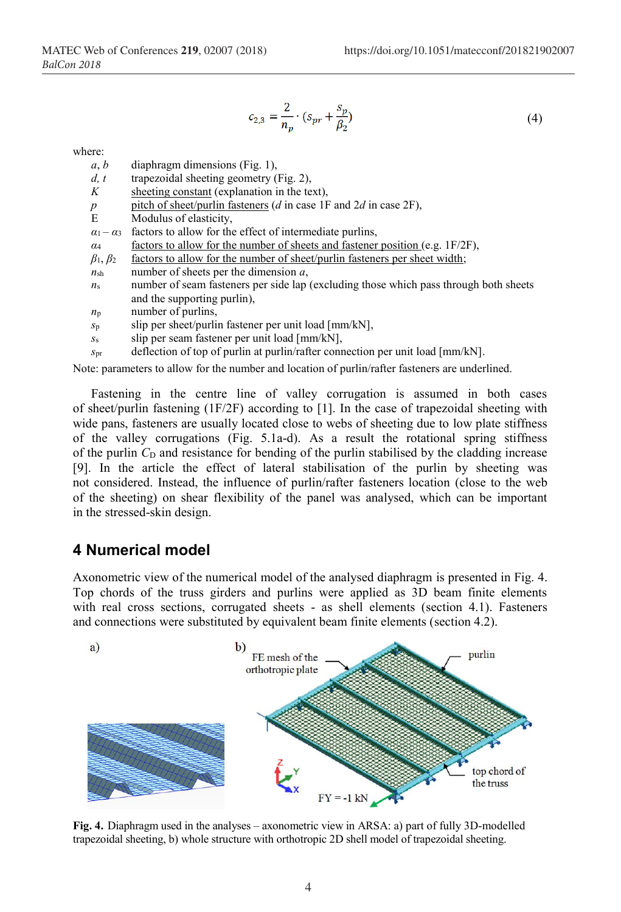$$c_{2,3} = \frac{2}{n_p} \cdot (s_{pr} + \frac{s_p}{\beta_2}) \tag{4}$$

where:

- $a$, $b$ — diaphragm dimensions (Fig. 1),
- $d$, $t$ — trapezoidal sheeting geometry (Fig. 2),
- $K$ — sheeting constant (explanation in the text),
- $p$ — pitch of sheet/purlin fasteners ($d$ in case 1F and $2d$ in case 2F),
- E — Modulus of elasticity,
- $\alpha_1 - \alpha_3$ — factors to allow for the effect of intermediate purlins,
- $\alpha_4$ — factors to allow for the number of sheets and fastener position (e.g. 1F/2F),
- $\beta_1$, $\beta_2$ — factors to allow for the number of sheet/purlin fasteners per sheet width;
- $n_{sh}$ — number of sheets per the dimension $a$,
- $n_s$ — number of seam fasteners per side lap (excluding those which pass through both sheets and the supporting purlin),
- $n_p$ — number of purlins,
- $s_p$ — slip per sheet/purlin fastener per unit load [mm/kN],
- $s_s$ — slip per seam fastener per unit load [mm/kN],
- $s_{pr}$ — deflection of top of purlin at purlin/rafter connection per unit load [mm/kN].

Note: parameters to allow for the number and location of purlin/rafter fasteners are underlined.

Fastening in the centre line of valley corrugation is assumed in both cases of sheet/purlin fastening (1F/2F) according to [1]. In the case of trapezoidal sheeting with wide pans, fasteners are usually located close to webs of sheeting due to low plate stiffness of the valley corrugations (Fig. 5.1a-d). As a result the rotational spring stiffness of the purlin $C_D$ and resistance for bending of the purlin stabilised by the cladding increase [9]. In the article the effect of lateral stabilisation of the purlin by sheeting was not considered. Instead, the influence of purlin/rafter fasteners location (close to the web of the sheeting) on shear flexibility of the panel was analysed, which can be important in the stressed-skin design.

## 4 Numerical model

Axonometric view of the numerical model of the analysed diaphragm is presented in Fig. 4. Top chords of the truss girders and purlins were applied as 3D beam finite elements with real cross sections, corrugated sheets - as shell elements (section 4.1). Fasteners and connections were substituted by equivalent beam finite elements (section 4.2).

**Fig. 4.** Diaphragm used in the analyses – axonometric view in ARSA: a) part of fully 3D-modelled trapezoidal sheeting, b) whole structure with orthotropic 2D shell model of trapezoidal sheeting.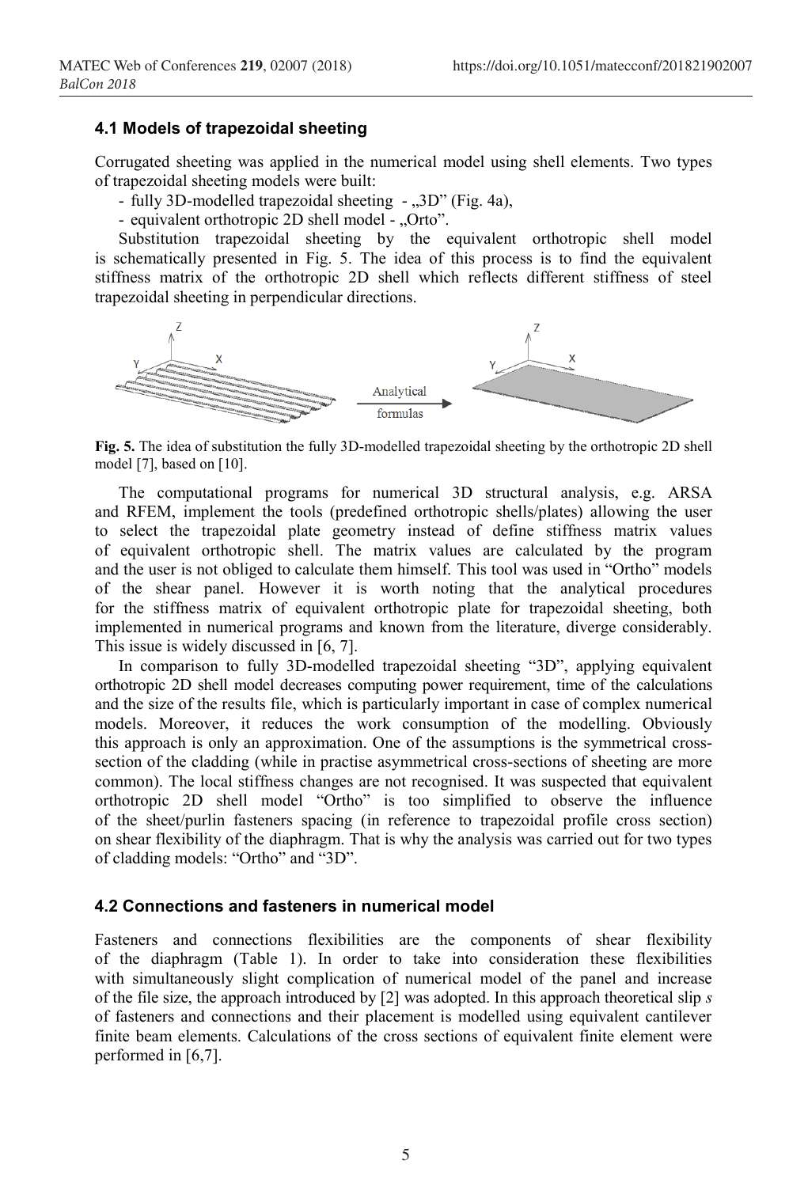### 4.1 Models of trapezoidal sheeting

Corrugated sheeting was applied in the numerical model using shell elements. Two types of trapezoidal sheeting models were built:

- fully 3D-modelled trapezoidal sheeting - „3D" (Fig. 4a),
- equivalent orthotropic 2D shell model - „Orto".

Substitution trapezoidal sheeting by the equivalent orthotropic shell model is schematically presented in Fig. 5. The idea of this process is to find the equivalent stiffness matrix of the orthotropic 2D shell which reflects different stiffness of steel trapezoidal sheeting in perpendicular directions.

**Fig. 5.** The idea of substitution the fully 3D-modelled trapezoidal sheeting by the orthotropic 2D shell model [7], based on [10].

The computational programs for numerical 3D structural analysis, e.g. ARSA and RFEM, implement the tools (predefined orthotropic shells/plates) allowing the user to select the trapezoidal plate geometry instead of define stiffness matrix values of equivalent orthotropic shell. The matrix values are calculated by the program and the user is not obliged to calculate them himself. This tool was used in "Ortho" models of the shear panel. However it is worth noting that the analytical procedures for the stiffness matrix of equivalent orthotropic plate for trapezoidal sheeting, both implemented in numerical programs and known from the literature, diverge considerably. This issue is widely discussed in [6, 7].

In comparison to fully 3D-modelled trapezoidal sheeting "3D", applying equivalent orthotropic 2D shell model decreases computing power requirement, time of the calculations and the size of the results file, which is particularly important in case of complex numerical models. Moreover, it reduces the work consumption of the modelling. Obviously this approach is only an approximation. One of the assumptions is the symmetrical cross-section of the cladding (while in practise asymmetrical cross-sections of sheeting are more common). The local stiffness changes are not recognised. It was suspected that equivalent orthotropic 2D shell model "Ortho" is too simplified to observe the influence of the sheet/purlin fasteners spacing (in reference to trapezoidal profile cross section) on shear flexibility of the diaphragm. That is why the analysis was carried out for two types of cladding models: "Ortho" and "3D".

### 4.2 Connections and fasteners in numerical model

Fasteners and connections flexibilities are the components of shear flexibility of the diaphragm (Table 1). In order to take into consideration these flexibilities with simultaneously slight complication of numerical model of the panel and increase of the file size, the approach introduced by [2] was adopted. In this approach theoretical slip $s$ of fasteners and connections and their placement is modelled using equivalent cantilever finite beam elements. Calculations of the cross sections of equivalent finite element were performed in [6,7].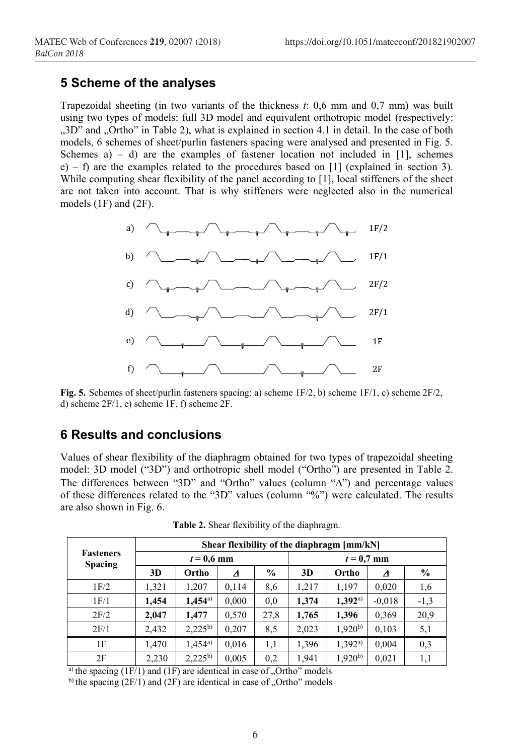## 5 Scheme of the analyses

Trapezoidal sheeting (in two variants of the thickness $t$: 0,6 mm and 0,7 mm) was built using two types of models: full 3D model and equivalent orthotropic model (respectively: „3D" and „Ortho" in Table 2), what is explained in section 4.1 in detail. In the case of both models, 6 schemes of sheet/purlin fasteners spacing were analysed and presented in Fig. 5. Schemes a) – d) are the examples of fastener location not included in [1], schemes e) – f) are the examples related to the procedures based on [1] (explained in section 3). While computing shear flexibility of the panel according to [1], local stiffeners of the sheet are not taken into account. That is why stiffeners were neglected also in the numerical models (1F) and (2F).

a) 1F/2

b) 1F/1

c) 2F/2

d) 2F/1

e) 1F

f) 2F

**Fig. 5.** Schemes of sheet/purlin fasteners spacing: a) scheme 1F/2, b) scheme 1F/1, c) scheme 2F/2, d) scheme 2F/1, e) scheme 1F, f) scheme 2F.

## 6 Results and conclusions

Values of shear flexibility of the diaphragm obtained for two types of trapezoidal sheeting model: 3D model ("3D") and orthotropic shell model ("Ortho") are presented in Table 2. The differences between "3D" and "Ortho" values (column "Δ") and percentage values of these differences related to the "3D" values (column "%") were calculated. The results are also shown in Fig. 6.

**Table 2.** Shear flexibility of the diaphragm.

| Fasteners Spacing | Shear flexibility of the diaphragm [mm/kN] | | | | | | | |
|---|---|---|---|---|---|---|---|---|
| | $t$ = 0,6 mm | | | | $t$ = 0,7 mm | | | |
| | 3D | Ortho | $\Delta$ | % | 3D | Ortho | $\Delta$ | % |
| 1F/2 | 1,321 | 1,207 | 0,114 | 8,6 | 1,217 | 1,197 | 0,020 | 1,6 |
| 1F/1 | **1,454** | **1,454**[a)] | 0,000 | 0,0 | **1,374** | **1,392**[a)] | -0,018 | -1,3 |
| 2F/2 | **2,047** | **1,477** | 0,570 | 27,8 | **1,765** | **1,396** | 0,369 | 20,9 |
| 2F/1 | 2,432 | 2,225[b)] | 0,207 | 8,5 | 2,023 | 1,920[b)] | 0,103 | 5,1 |
| 1F | 1,470 | 1,454[a)] | 0,016 | 1,1 | 1,396 | 1,392[a)] | 0,004 | 0,3 |
| 2F | 2,230 | 2,225[b)] | 0,005 | 0,2 | 1,941 | 1,920[b)] | 0,021 | 1,1 |

[a)] the spacing (1F/1) and (1F) are identical in case of „Ortho" models

[b)] the spacing (2F/1) and (2F) are identical in case of „Ortho" models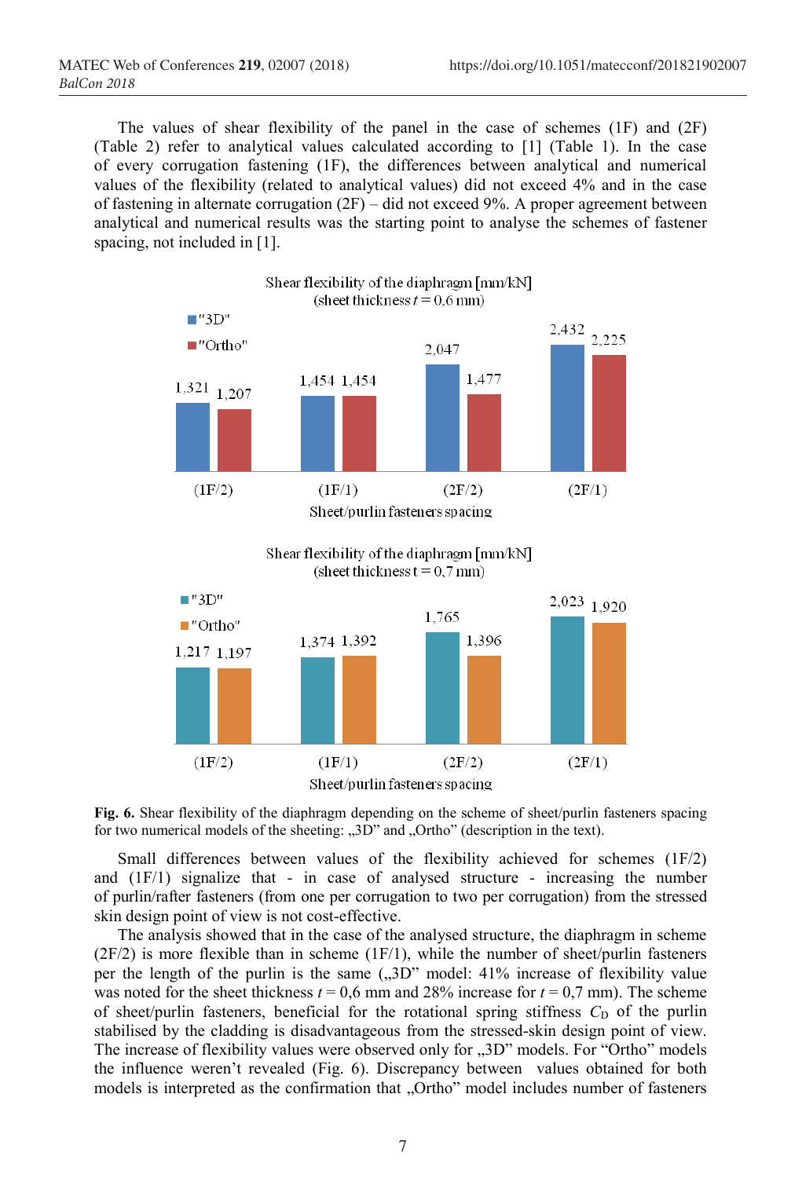The values of shear flexibility of the panel in the case of schemes (1F) and (2F) (Table 2) refer to analytical values calculated according to [1] (Table 1). In the case of every corrugation fastening (1F), the differences between analytical and numerical values of the flexibility (related to analytical values) did not exceed 4% and in the case of fastening in alternate corrugation (2F) – did not exceed 9%. A proper agreement between analytical and numerical results was the starting point to analyse the schemes of fastener spacing, not included in [1].

Shear flexibility of the diaphragm [mm/kN] (sheet thickness $t$ = 0,6 mm)

| Sheet/purlin fasteners spacing | "3D" | "Ortho" |
|---|---|---|
| (1F/2) | 1,321 | 1,207 |
| (1F/1) | 1,454 | 1,454 |
| (2F/2) | 2,047 | 1,477 |
| (2F/1) | 2,432 | 2,225 |

Shear flexibility of the diaphragm [mm/kN] (sheet thickness t = 0,7 mm)

| Sheet/purlin fasteners spacing | "3D" | "Ortho" |
|---|---|---|
| (1F/2) | 1,217 | 1,197 |
| (1F/1) | 1,374 | 1,392 |
| (2F/2) | 1,765 | 1,396 |
| (2F/1) | 2,023 | 1,920 |

**Fig. 6.** Shear flexibility of the diaphragm depending on the scheme of sheet/purlin fasteners spacing for two numerical models of the sheeting: „3D" and „Ortho" (description in the text).

Small differences between values of the flexibility achieved for schemes (1F/2) and (1F/1) signalize that - in case of analysed structure - increasing the number of purlin/rafter fasteners (from one per corrugation to two per corrugation) from the stressed skin design point of view is not cost-effective.

The analysis showed that in the case of the analysed structure, the diaphragm in scheme (2F/2) is more flexible than in scheme (1F/1), while the number of sheet/purlin fasteners per the length of the purlin is the same („3D" model: 41% increase of flexibility value was noted for the sheet thickness $t$ = 0,6 mm and 28% increase for $t$ = 0,7 mm). The scheme of sheet/purlin fasteners, beneficial for the rotational spring stiffness $C_D$ of the purlin stabilised by the cladding is disadvantageous from the stressed-skin design point of view. The increase of flexibility values were observed only for „3D" models. For "Ortho" models the influence weren't revealed (Fig. 6). Discrepancy between values obtained for both models is interpreted as the confirmation that „Ortho" model includes number of fasteners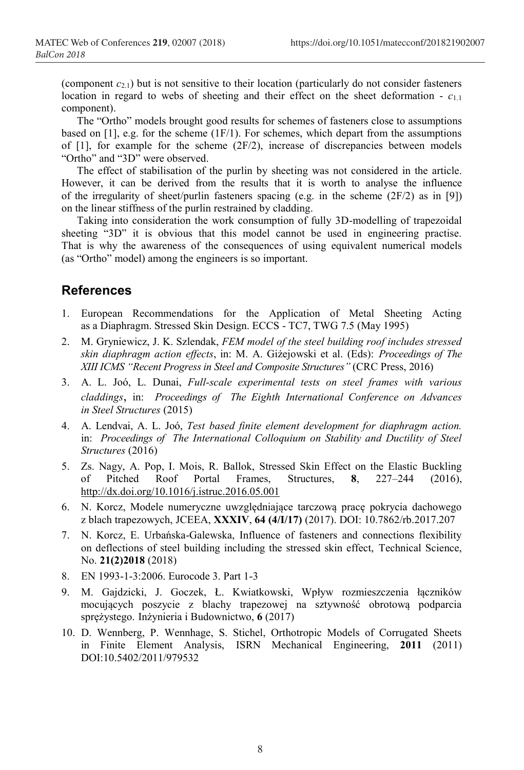(component $c_{2.1}$) but is not sensitive to their location (particularly do not consider fasteners location in regard to webs of sheeting and their effect on the sheet deformation - $c_{1.1}$ component).

The "Ortho" models brought good results for schemes of fasteners close to assumptions based on [1], e.g. for the scheme (1F/1). For schemes, which depart from the assumptions of [1], for example for the scheme (2F/2), increase of discrepancies between models "Ortho" and "3D" were observed.

The effect of stabilisation of the purlin by sheeting was not considered in the article. However, it can be derived from the results that it is worth to analyse the influence of the irregularity of sheet/purlin fasteners spacing (e.g. in the scheme (2F/2) as in [9]) on the linear stiffness of the purlin restrained by cladding.

Taking into consideration the work consumption of fully 3D-modelling of trapezoidal sheeting "3D" it is obvious that this model cannot be used in engineering practise. That is why the awareness of the consequences of using equivalent numerical models (as "Ortho" model) among the engineers is so important.

## References

1. European Recommendations for the Application of Metal Sheeting Acting as a Diaphragm. Stressed Skin Design. ECCS - TC7, TWG 7.5 (May 1995)
2. M. Gryniewicz, J. K. Szlendak, *FEM model of the steel building roof includes stressed skin diaphragm action effects*, in: M. A. Giżejowski et al. (Eds): *Proceedings of The XIII ICMS "Recent Progress in Steel and Composite Structures"* (CRC Press, 2016)
3. A. L. Joó, L. Dunai, *Full-scale experimental tests on steel frames with various claddings*, in: *Proceedings of The Eighth International Conference on Advances in Steel Structures* (2015)
4. A. Lendvai, A. L. Joó, *Test based finite element development for diaphragm action.* in: *Proceedings of The International Colloquium on Stability and Ductility of Steel Structures* (2016)
5. Zs. Nagy, A. Pop, I. Mois, R. Ballok, Stressed Skin Effect on the Elastic Buckling of Pitched Roof Portal Frames, Structures, **8**, 227–244 (2016), http://dx.doi.org/10.1016/j.istruc.2016.05.001
6. N. Korcz, Modele numeryczne uwzględniające tarczową pracę pokrycia dachowego z blach trapezowych, JCEEA, **XXXIV**, **64 (4/I/17)** (2017). DOI: 10.7862/rb.2017.207
7. N. Korcz, E. Urbańska-Galewska, Influence of fasteners and connections flexibility on deflections of steel building including the stressed skin effect, Technical Science, No. **21(2)2018** (2018)
8. EN 1993-1-3:2006. Eurocode 3. Part 1-3
9. M. Gajdzicki, J. Goczek, Ł. Kwiatkowski, Wpływ rozmieszczenia łączników mocujących poszycie z blachy trapezowej na sztywność obrotową podparcia sprężystego. Inżynieria i Budownictwo, **6** (2017)
10. D. Wennberg, P. Wennhage, S. Stichel, Orthotropic Models of Corrugated Sheets in Finite Element Analysis, ISRN Mechanical Engineering, **2011** (2011) DOI:10.5402/2011/979532